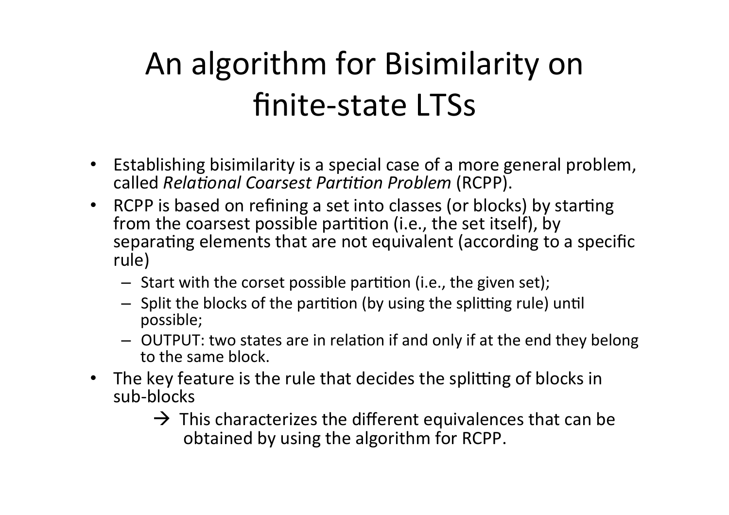# An algorithm for Bisimilarity on finite-state LTSs

- Establishing bisimilarity is a special case of a more general problem, called *Relational Coarsest Partition Problem* (RCPP).
- RCPP is based on refining a set into classes (or blocks) by starting from the coarsest possible partition (i.e., the set itself), by separating elements that are not equivalent (according to a specific rule)
  - Start with the corset possible partition (i.e., the given set);
  - Split the blocks of the partition (by using the splitting rule) until possible;
  - OUTPUT: two states are in relation if and only if at the end they belong to the same block.
- The key feature is the rule that decides the splitting of blocks in sub-blocks

  → This characterizes the different equivalences that can be obtained by using the algorithm for RCPP.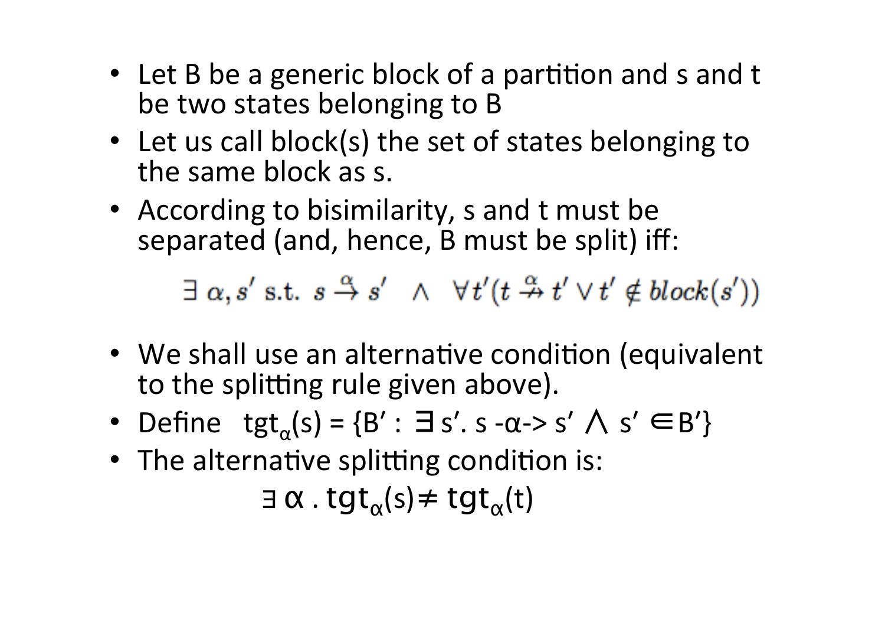- Let B be a generic block of a partition and s and t be two states belonging to B
- Let us call block(s) the set of states belonging to the same block as s.
- According to bisimilarity, s and t must be separated (and, hence, B must be split) iff:

$$\exists\, \alpha, s' \text{ s.t. } s \xrightarrow{\alpha} s' \quad \wedge \quad \forall t' (t \stackrel{\alpha}{\nrightarrow} t' \vee t' \notin block(s'))$$

- We shall use an alternative condition (equivalent to the splitting rule given above).
- Define $tgt_{\alpha}(s) = \{B' : \exists s'.\ s \xrightarrow{\alpha} s' \wedge s' \in B'\}$
- The alternative splitting condition is:

$$\exists\, \alpha\ .\ tgt_{\alpha}(s) \neq tgt_{\alpha}(t)$$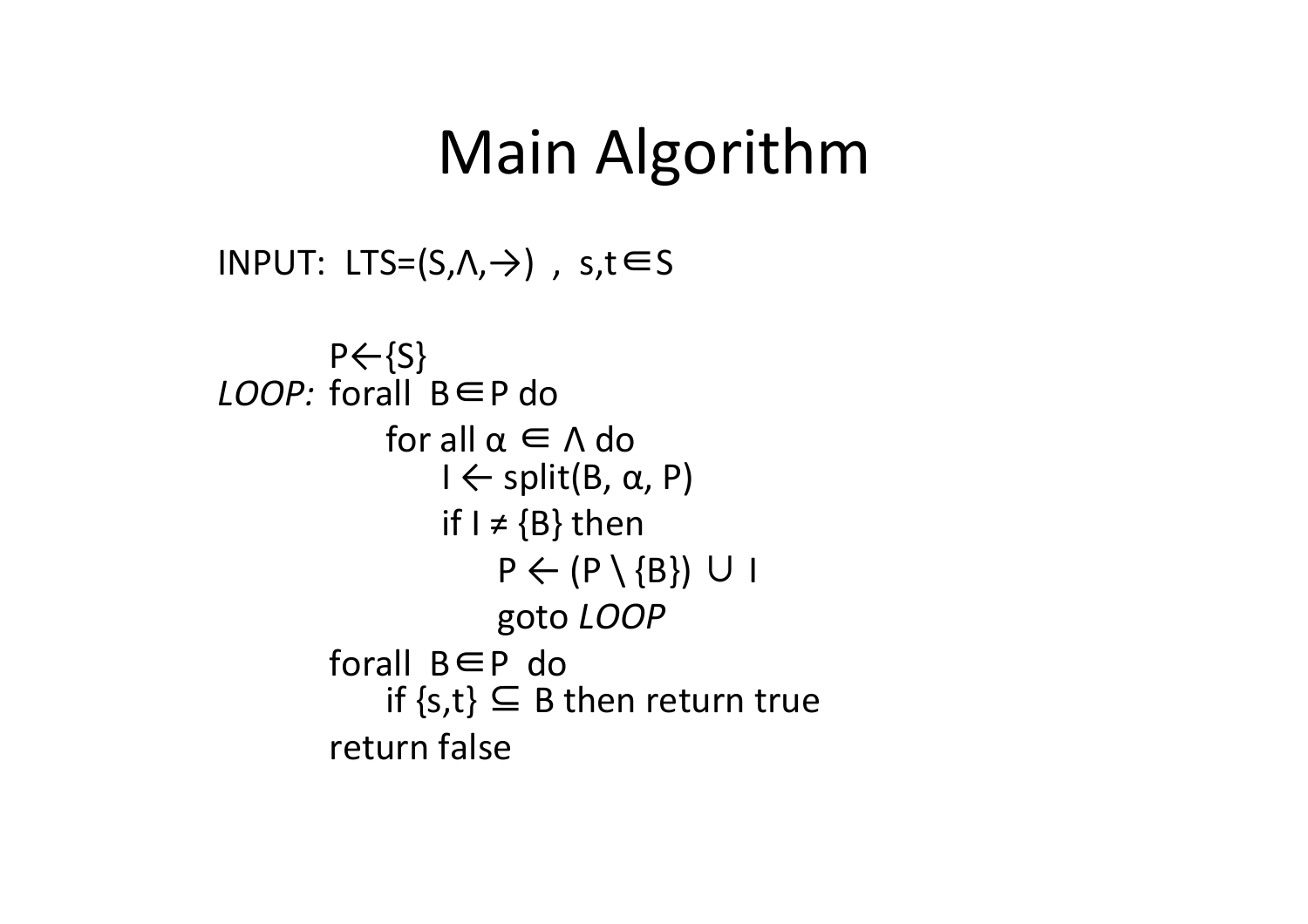# Main Algorithm

INPUT: LTS=(S,Λ,→) , s,t∈S

```
        P←{S}
LOOP:   forall B∈P do
            for all α ∈ Λ do
                I ← split(B, α, P)
                if I ≠ {B} then
                    P ← (P \ {B}) ∪ I
                    goto LOOP
        forall B∈P do
            if {s,t} ⊆ B then return true
        return false
```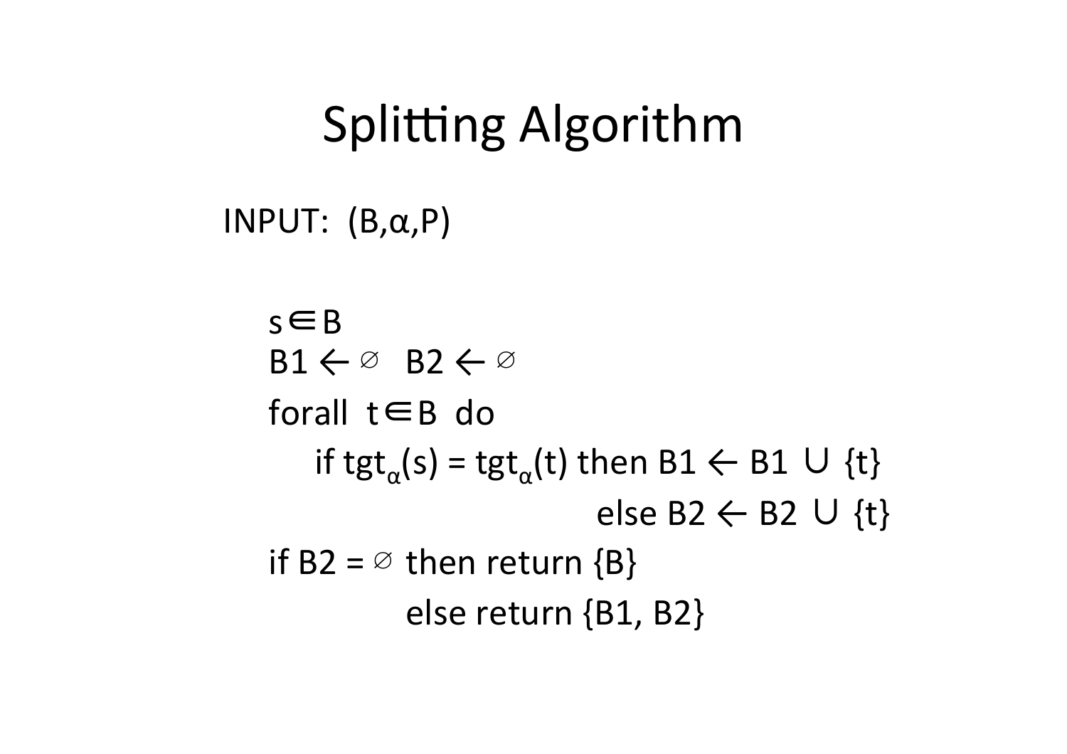# Splitting Algorithm

INPUT: $(B,\alpha,P)$

```
s ∈ B
B1 ← ∅   B2 ← ∅
forall t ∈ B do
    if tgt_α(s) = tgt_α(t) then B1 ← B1 ∪ {t}
                           else B2 ← B2 ∪ {t}
if B2 = ∅ then return {B}
          else return {B1, B2}
```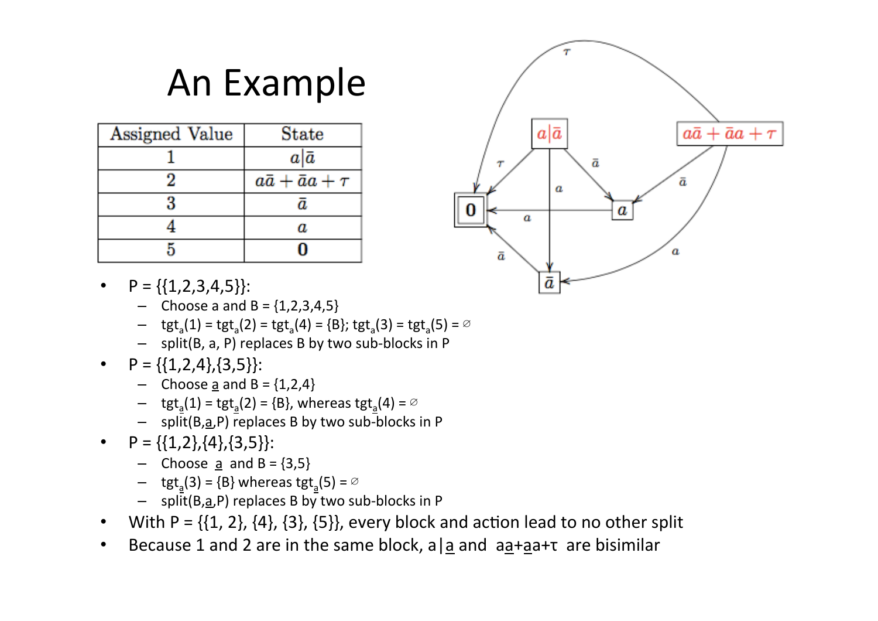# An Example

| Assigned Value | State |
|---|---|
| 1 | $a\|\bar{a}$ |
| 2 | $a\bar{a} + \bar{a}a + \tau$ |
| 3 | $\bar{a}$ |
| 4 | $a$ |
| 5 | $\mathbf{0}$ |

- P = {{1,2,3,4,5}}:
  - Choose a and B = {1,2,3,4,5}
  - $tgt_a(1) = tgt_a(2) = tgt_a(4) = \{B\}$; $tgt_a(3) = tgt_a(5) = \varnothing$
  - split(B, a, P) replaces B by two sub-blocks in P
- P = {{1,2,4},{3,5}}:
  - Choose $\bar{a}$ and B = {1,2,4}
  - $tgt_{\bar{a}}(1) = tgt_{\bar{a}}(2) = \{B\}$, whereas $tgt_{\bar{a}}(4) = \varnothing$
  - split(B,$\bar{a}$,P) replaces B by two sub-blocks in P
- P = {{1,2},{4},{3,5}}:
  - Choose $\bar{a}$ and B = {3,5}
  - $tgt_{\bar{a}}(3) = \{B\}$ whereas $tgt_{\bar{a}}(5) = \varnothing$
  - split(B,$\bar{a}$,P) replaces B by two sub-blocks in P
- With P = {{1, 2}, {4}, {3}, {5}}, every block and action lead to no other split
- Because 1 and 2 are in the same block, $a|\bar{a}$ and $a\bar{a}+\bar{a}a+\tau$ are bisimilar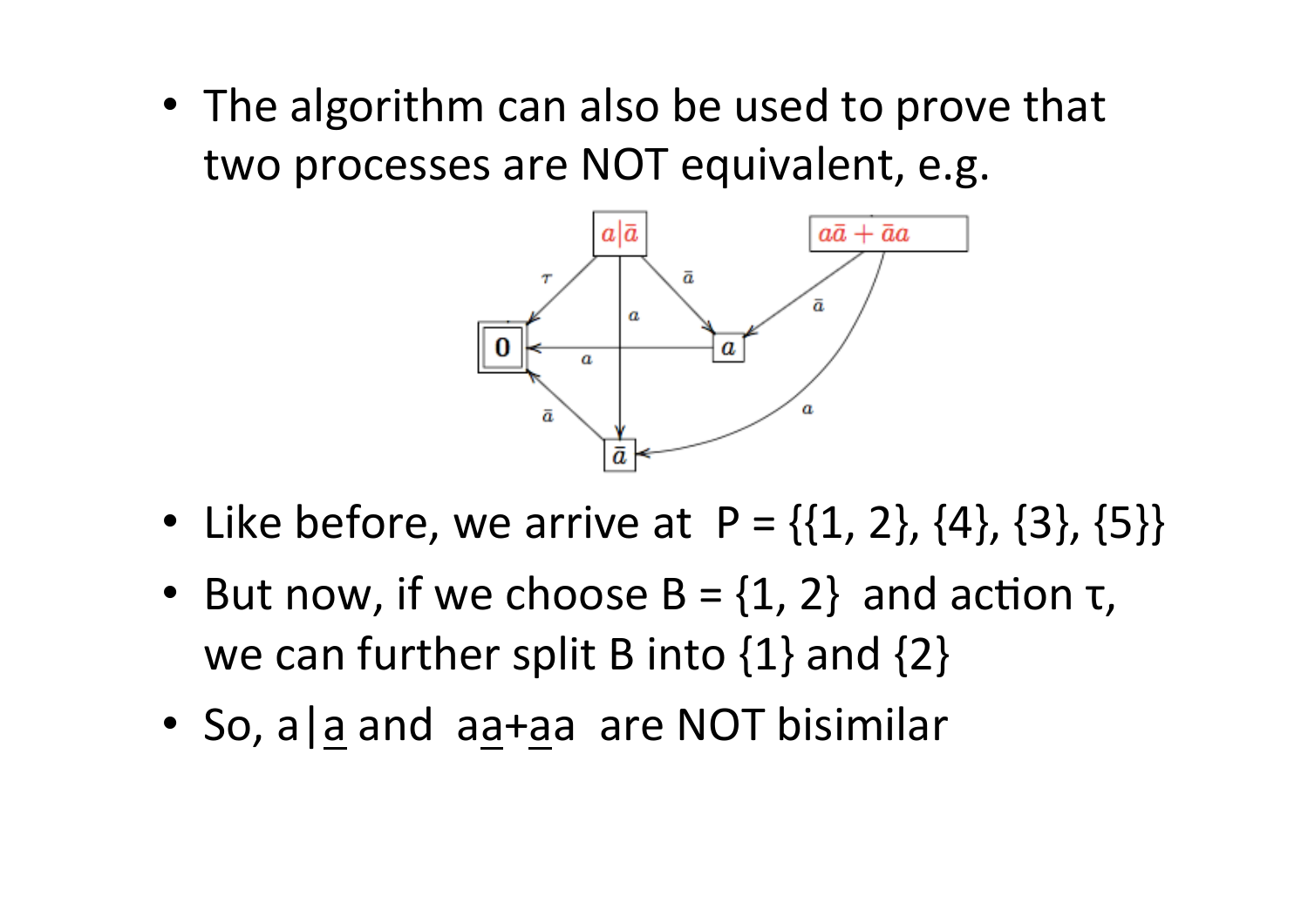- The algorithm can also be used to prove that two processes are NOT equivalent, e.g.

- Like before, we arrive at P = {{1, 2}, {4}, {3}, {5}}
- But now, if we choose B = {1, 2} and action τ, we can further split B into {1} and {2}
- So, $a|\underline{a}$ and $a\underline{a}+\underline{a}a$ are NOT bisimilar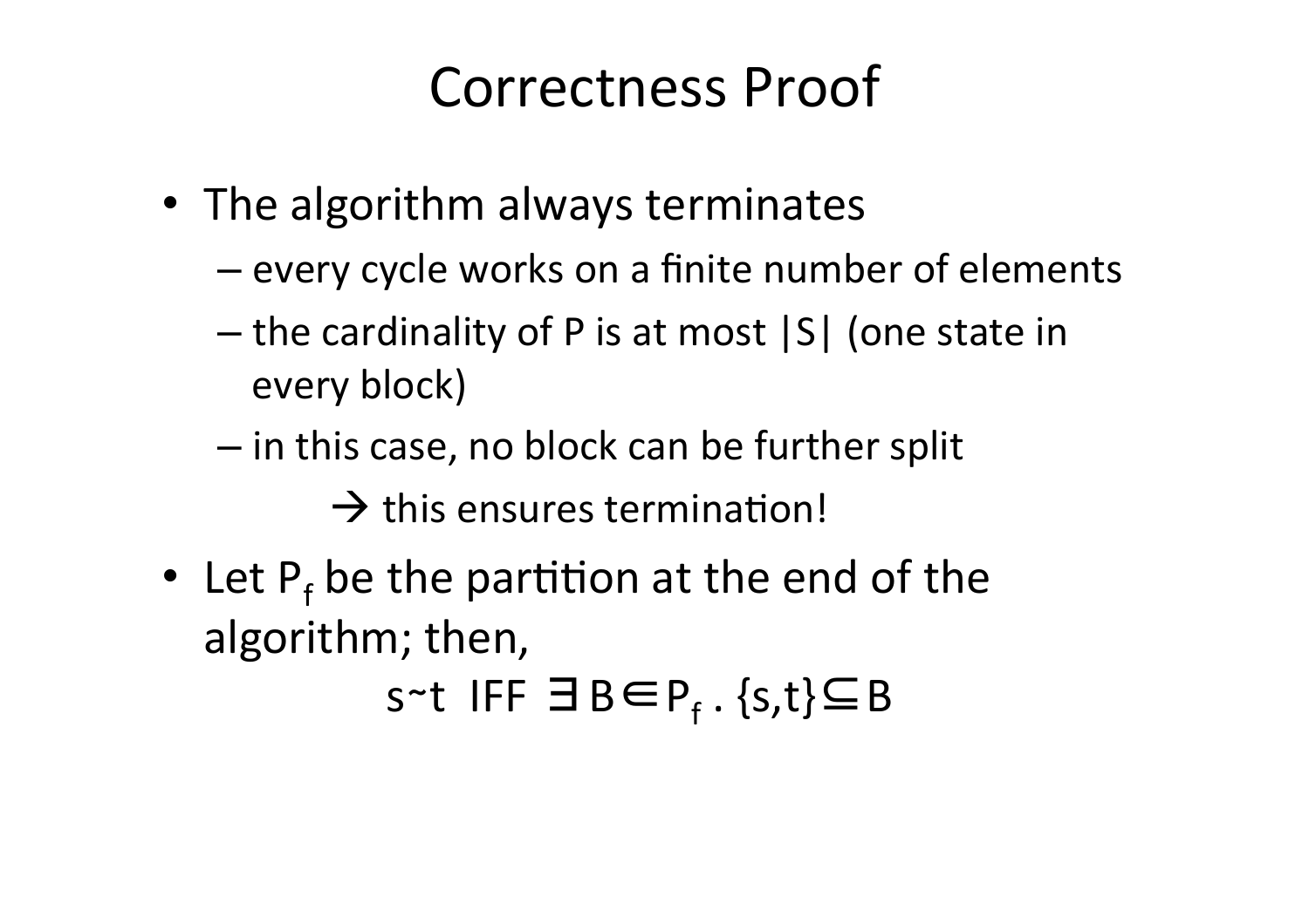# Correctness Proof

- The algorithm always terminates
  - every cycle works on a finite number of elements
  - the cardinality of P is at most |S| (one state in every block)
  - in this case, no block can be further split
    
    → this ensures termination!
- Let $P_f$ be the partition at the end of the algorithm; then,

$$s \sim t \text{ IFF } \exists B \in P_f \,.\, \{s,t\} \subseteq B$$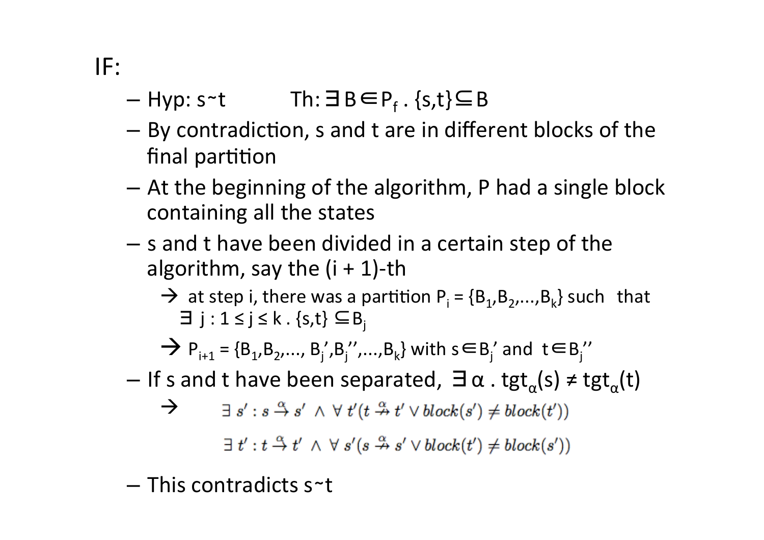IF:

- Hyp: $s \sim t$ Th: $\exists B \in P_f \,.\, \{s,t\} \subseteq B$
- By contradiction, s and t are in different blocks of the final partition
- At the beginning of the algorithm, P had a single block containing all the states
- s and t have been divided in a certain step of the algorithm, say the (i + 1)-th
  - → at step i, there was a partition $P_i = \{B_1, B_2, \ldots, B_k\}$ such that $\exists\ j : 1 \leq j \leq k \,.\, \{s,t\} \subseteq B_j$
  - → $P_{i+1} = \{B_1, B_2, \ldots, B_j', B_j'', \ldots, B_k\}$ with $s \in B_j'$ and $t \in B_j''$
- If s and t have been separated, $\exists\, \alpha \,.\, tgt_\alpha(s) \neq tgt_\alpha(t)$
  - → $$\exists\ s' : s \xrightarrow{\alpha} s' \ \wedge\ \forall\ t'(t \not\xrightarrow{\alpha} t' \vee block(s') \neq block(t'))$$ $$\exists\ t' : t \xrightarrow{\alpha} t' \ \wedge\ \forall\ s'(s \not\xrightarrow{\alpha} s' \vee block(t') \neq block(s'))$$
- This contradicts $s \sim t$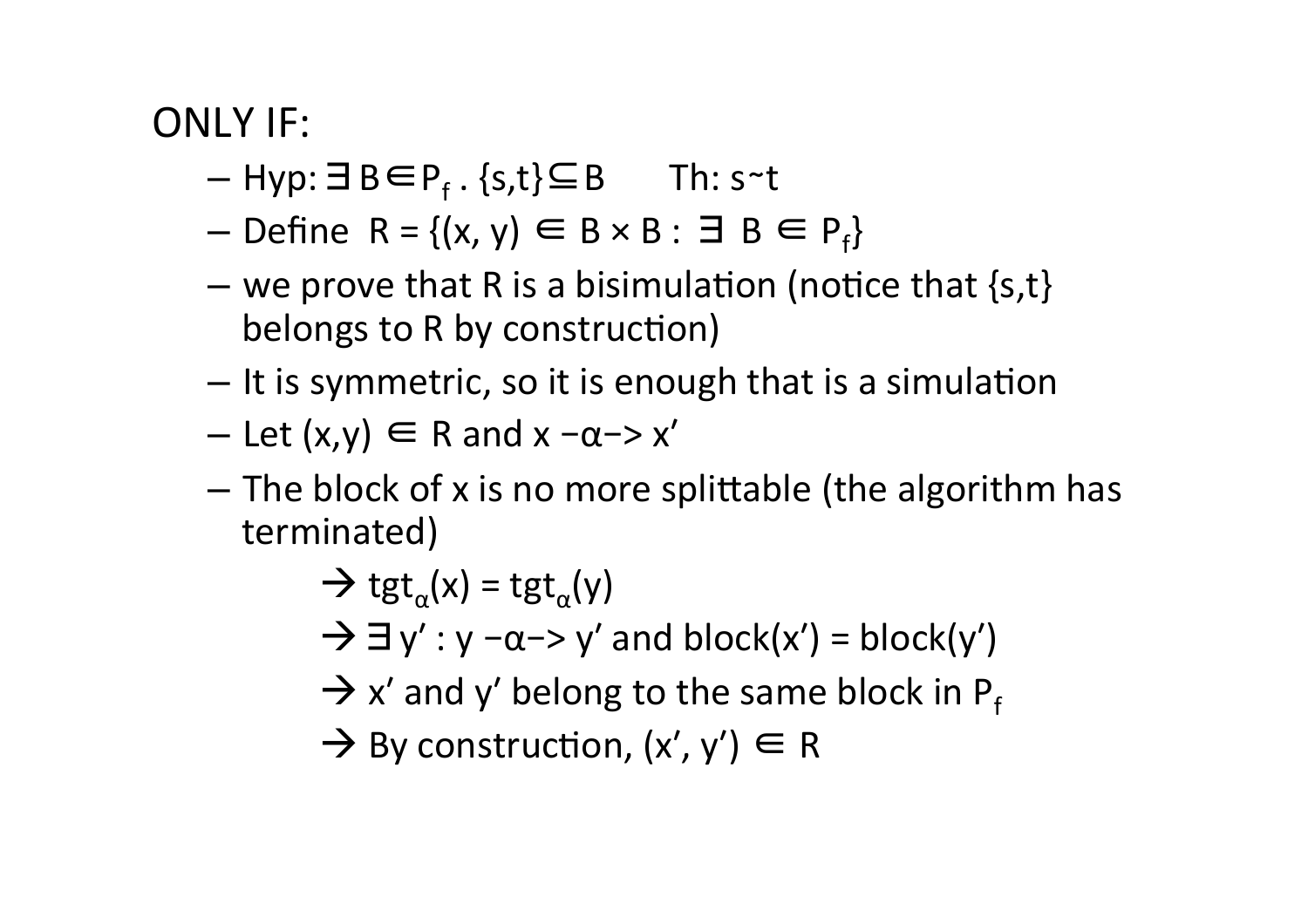ONLY IF:

- Hyp: $\exists\, B \in P_f \,.\, \{s,t\} \subseteq B$ Th: $s \sim t$
- Define $R = \{(x, y) \in B \times B : \exists\; B \in P_f\}$
- we prove that R is a bisimulation (notice that {s,t} belongs to R by construction)
- It is symmetric, so it is enough that is a simulation
- Let $(x,y) \in R$ and $x \xrightarrow{\alpha} x'$
- The block of x is no more splittable (the algorithm has terminated)
    - → $tgt_\alpha(x) = tgt_\alpha(y)$
    - → $\exists\, y' : y \xrightarrow{\alpha} y'$ and $block(x') = block(y')$
    - → $x'$ and $y'$ belong to the same block in $P_f$
    - → By construction, $(x', y') \in R$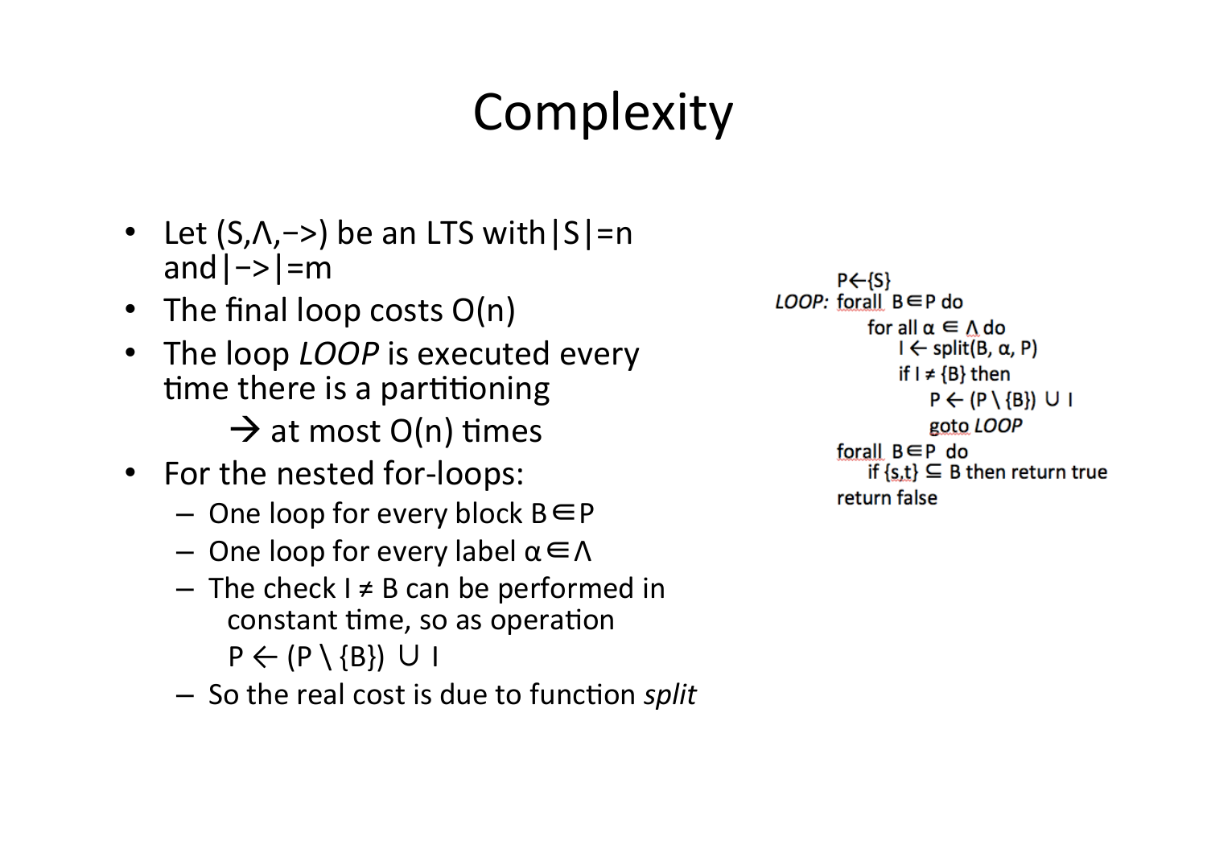# Complexity

- Let (S,Λ,−>) be an LTS with |S|=n and |−>|=m
- The final loop costs O(n)
- The loop *LOOP* is executed every time there is a partitioning
  
  → at most O(n) times
- For the nested for-loops:
  - One loop for every block B∈P
  - One loop for every label α∈Λ
  - The check I ≠ B can be performed in constant time, so as operation P ← (P \ {B}) ∪ I
  - So the real cost is due to function *split*

```
       P←{S}
LOOP:  forall B∈P do
           for all α ∈ Λ do
               I ← split(B, α, P)
               if I ≠ {B} then
                   P ← (P \ {B}) ∪ I
                   goto LOOP
       forall B∈P do
           if {s,t} ⊆ B then return true
       return false
```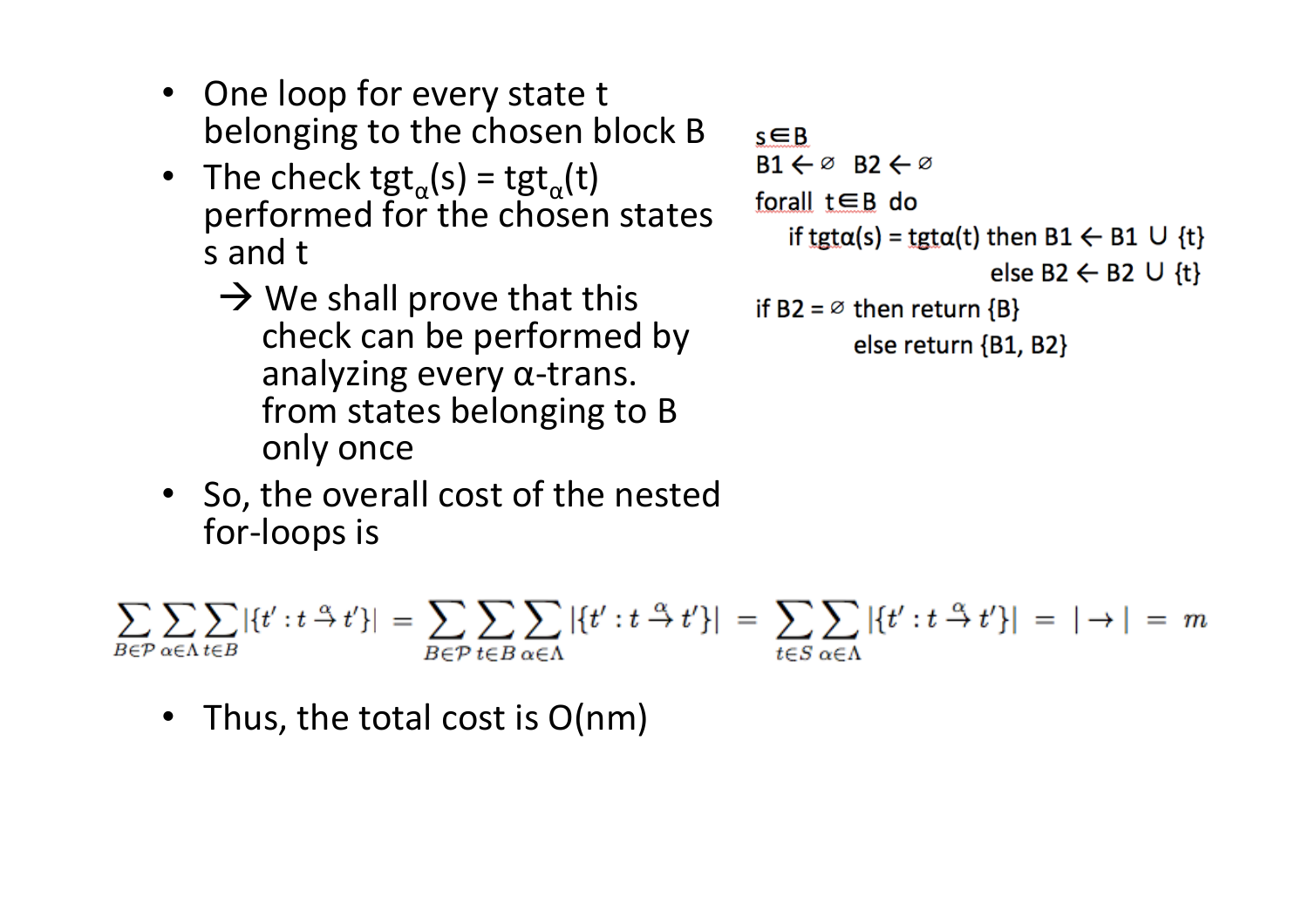- One loop for every state t belonging to the chosen block B
- The check $tgt_\alpha(s) = tgt_\alpha(t)$ performed for the chosen states s and t
  - → We shall prove that this check can be performed by analyzing every α-trans. from states belonging to B only once
- So, the overall cost of the nested for-loops is

```
s∈B
B1 ← ∅   B2 ← ∅
forall t∈B do
    if tgtα(s) = tgtα(t) then B1 ← B1 ∪ {t}
                         else B2 ← B2 ∪ {t}
if B2 = ∅ then return {B}
          else return {B1, B2}
```

$$\sum_{B\in\mathcal{P}}\sum_{\alpha\in\Lambda}\sum_{t\in B}|\{t' : t \xrightarrow{\alpha} t'\}| = \sum_{B\in\mathcal{P}}\sum_{t\in B}\sum_{\alpha\in\Lambda}|\{t' : t \xrightarrow{\alpha} t'\}| = \sum_{t\in S}\sum_{\alpha\in\Lambda}|\{t' : t \xrightarrow{\alpha} t'\}| = |\rightarrow| = m$$

- Thus, the total cost is O(nm)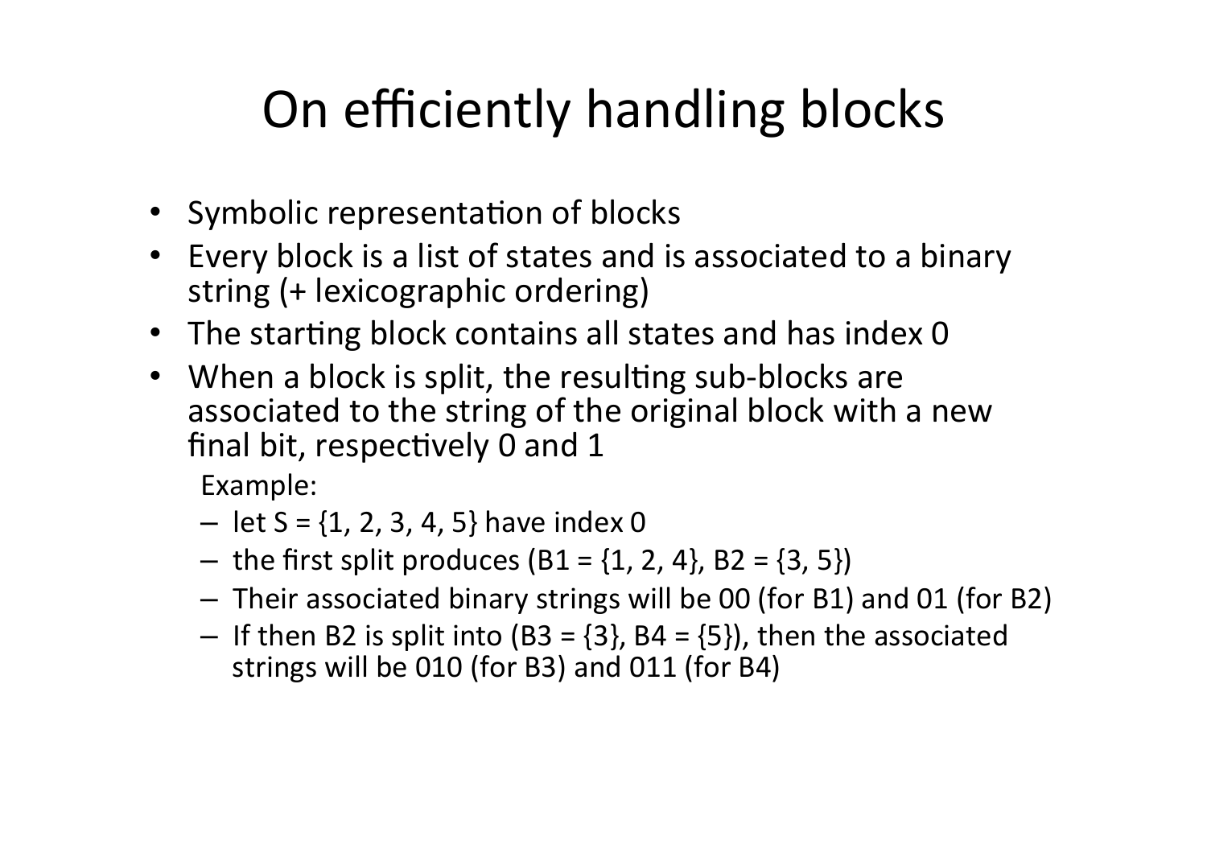# On efficiently handling blocks

- Symbolic representation of blocks
- Every block is a list of states and is associated to a binary string (+ lexicographic ordering)
- The starting block contains all states and has index 0
- When a block is split, the resulting sub-blocks are associated to the string of the original block with a new final bit, respectively 0 and 1

  Example:
  - let S = {1, 2, 3, 4, 5} have index 0
  - the first split produces (B1 = {1, 2, 4}, B2 = {3, 5})
  - Their associated binary strings will be 00 (for B1) and 01 (for B2)
  - If then B2 is split into (B3 = {3}, B4 = {5}), then the associated strings will be 010 (for B3) and 011 (for B4)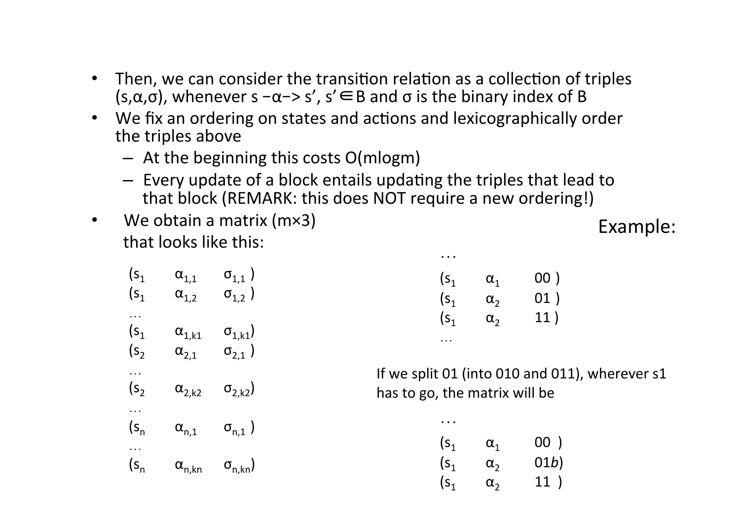- Then, we can consider the transition relation as a collection of triples $(s,\alpha,\sigma)$, whenever $s -\alpha\rightarrow s'$, $s' \in B$ and $\sigma$ is the binary index of B
- We fix an ordering on states and actions and lexicographically order the triples above
  - At the beginning this costs O(mlogm)
  - Every update of a block entails updating the triples that lead to that block (REMARK: this does NOT require a new ordering!)
- We obtain a matrix (m×3) that looks like this:

$$
\begin{array}{lll}
(s_1 & \alpha_{1,1} & \sigma_{1,1}\ ) \\
(s_1 & \alpha_{1,2} & \sigma_{1,2}\ ) \\
\ldots & & \\
(s_1 & \alpha_{1,k1} & \sigma_{1,k1}) \\
(s_2 & \alpha_{2,1} & \sigma_{2,1}\ ) \\
\ldots & & \\
(s_2 & \alpha_{2,k2} & \sigma_{2,k2}) \\
\ldots & & \\
(s_n & \alpha_{n,1} & \sigma_{n,1}\ ) \\
\ldots & & \\
(s_n & \alpha_{n,kn} & \sigma_{n,kn})
\end{array}
$$

Example:

$$
\begin{array}{lll}
\ldots & & \\
(s_1 & \alpha_1 & 00\ ) \\
(s_1 & \alpha_2 & 01\ ) \\
(s_1 & \alpha_2 & 11\ ) \\
\ldots & &
\end{array}
$$

If we split 01 (into 010 and 011), wherever s1 has to go, the matrix will be

$$
\begin{array}{lll}
\ldots & & \\
(s_1 & \alpha_1 & 00\ ) \\
(s_1 & \alpha_2 & 01b) \\
(s_1 & \alpha_2 & 11\ )
\end{array}
$$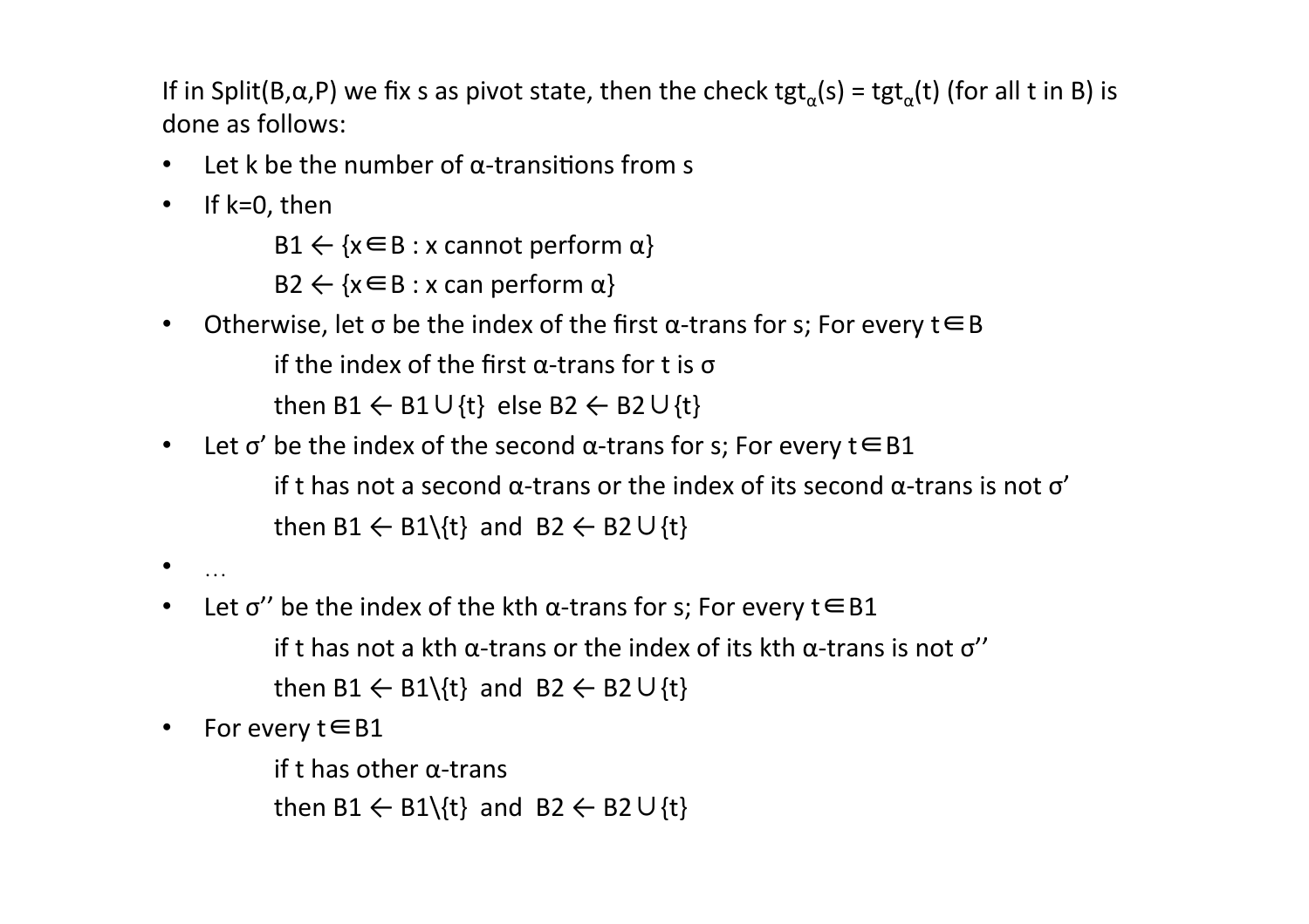If in Split(B,α,P) we fix s as pivot state, then the check $tgt_{\alpha}(s) = tgt_{\alpha}(t)$ (for all t in B) is done as follows:

- Let k be the number of α-transitions from s
- If k=0, then
  
  B1 ← {x∈B : x cannot perform α}
  
  B2 ← {x∈B : x can perform α}
- Otherwise, let σ be the index of the first α-trans for s; For every t∈B
  
  if the index of the first α-trans for t is σ
  
  then B1 ← B1∪{t} else B2 ← B2∪{t}
- Let σ' be the index of the second α-trans for s; For every t∈B1
  
  if t has not a second α-trans or the index of its second α-trans is not σ'
  
  then B1 ← B1\{t} and B2 ← B2∪{t}
- …
- Let σ'' be the index of the kth α-trans for s; For every t∈B1
  
  if t has not a kth α-trans or the index of its kth α-trans is not σ''
  
  then B1 ← B1\{t} and B2 ← B2∪{t}
- For every t∈B1
  
  if t has other α-trans
  
  then B1 ← B1\{t} and B2 ← B2∪{t}